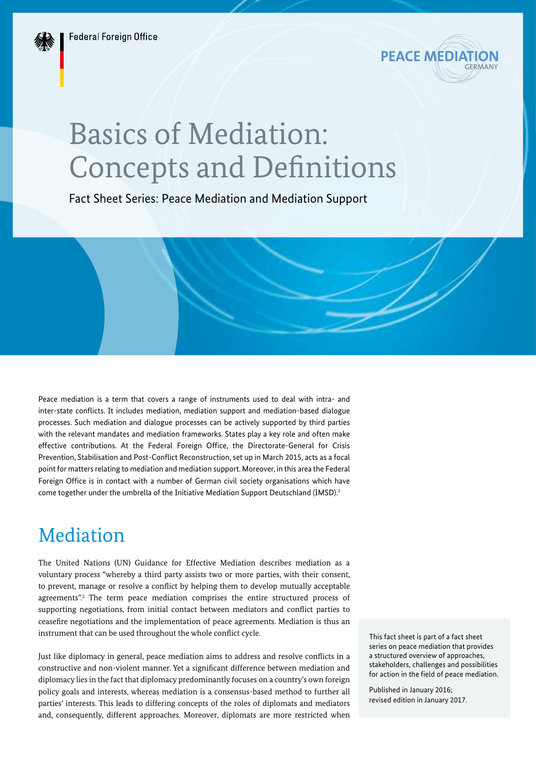Federal Foreign Office

PEACE MEDIATION GERMANY

# Basics of Mediation: Concepts and Definitions

Fact Sheet Series: Peace Mediation and Mediation Support

Peace mediation is a term that covers a range of instruments used to deal with intra- and inter-state conflicts. It includes mediation, mediation support and mediation-based dialogue processes. Such mediation and dialogue processes can be actively supported by third parties with the relevant mandates and mediation frameworks. States play a key role and often make effective contributions. At the Federal Foreign Office, the Directorate-General for Crisis Prevention, Stabilisation and Post-Conflict Reconstruction, set up in March 2015, acts as a focal point for matters relating to mediation and mediation support. Moreover, in this area the Federal Foreign Office is in contact with a number of German civil society organisations which have come together under the umbrella of the Initiative Mediation Support Deutschland (IMSD).[1]

## Mediation

The United Nations (UN) Guidance for Effective Mediation describes mediation as a voluntary process "whereby a third party assists two or more parties, with their consent, to prevent, manage or resolve a conflict by helping them to develop mutually acceptable agreements".[2] The term peace mediation comprises the entire structured process of supporting negotiations, from initial contact between mediators and conflict parties to ceasefire negotiations and the implementation of peace agreements. Mediation is thus an instrument that can be used throughout the whole conflict cycle.

Just like diplomacy in general, peace mediation aims to address and resolve conflicts in a constructive and non-violent manner. Yet a significant difference between mediation and diplomacy lies in the fact that diplomacy predominantly focuses on a country's own foreign policy goals and interests, whereas mediation is a consensus-based method to further all parties' interests. This leads to differing concepts of the roles of diplomats and mediators and, consequently, different approaches. Moreover, diplomats are more restricted when

This fact sheet is part of a fact sheet series on peace mediation that provides a structured overview of approaches, stakeholders, challenges and possibilities for action in the field of peace mediation.

Published in January 2016; revised edition in January 2017.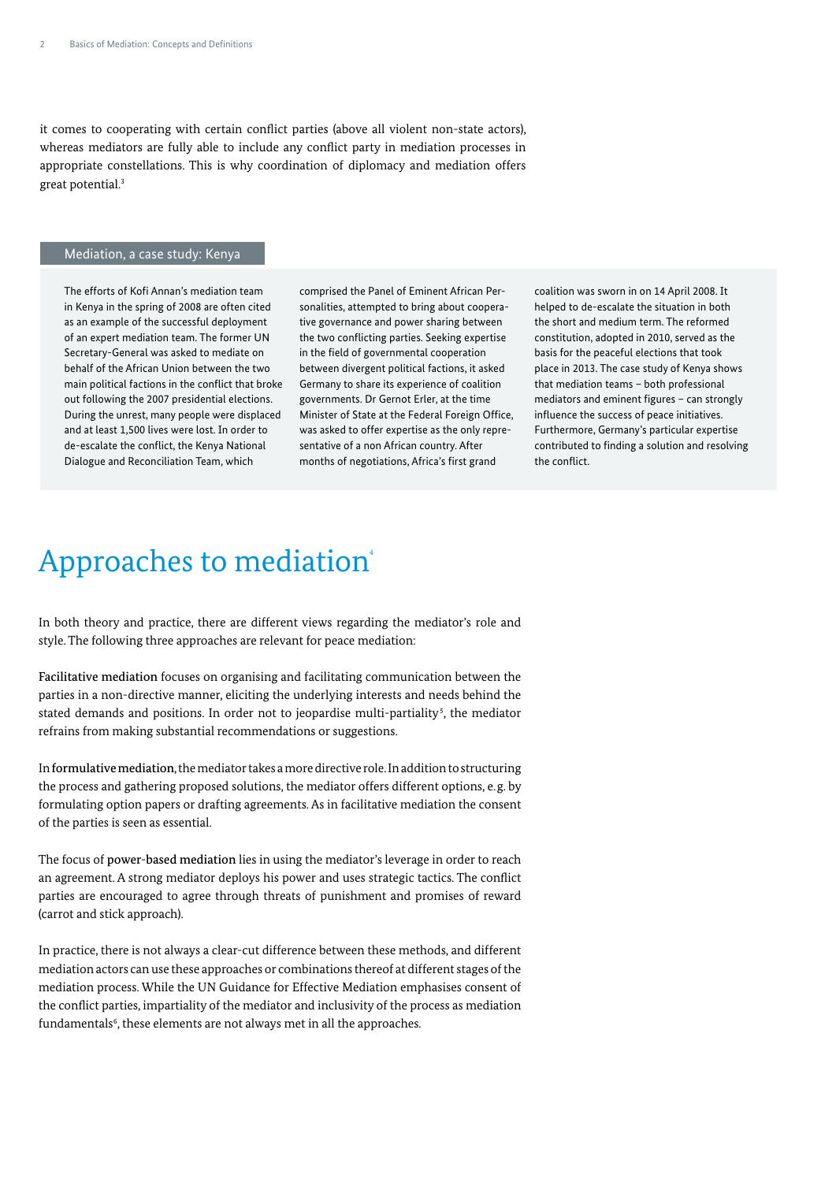it comes to cooperating with certain conflict parties (above all violent non-state actors), whereas mediators are fully able to include any conflict party in mediation processes in appropriate constellations. This is why coordination of diplomacy and mediation offers great potential.[3]

### Mediation, a case study: Kenya

The efforts of Kofi Annan's mediation team in Kenya in the spring of 2008 are often cited as an example of the successful deployment of an expert mediation team. The former UN Secretary-General was asked to mediate on behalf of the African Union between the two main political factions in the conflict that broke out following the 2007 presidential elections. During the unrest, many people were displaced and at least 1,500 lives were lost. In order to de-escalate the conflict, the Kenya National Dialogue and Reconciliation Team, which comprised the Panel of Eminent African Personalities, attempted to bring about cooperative governance and power sharing between the two conflicting parties. Seeking expertise in the field of governmental cooperation between divergent political factions, it asked Germany to share its experience of coalition governments. Dr Gernot Erler, at the time Minister of State at the Federal Foreign Office, was asked to offer expertise as the only representative of a non African country. After months of negotiations, Africa's first grand coalition was sworn in on 14 April 2008. It helped to de-escalate the situation in both the short and medium term. The reformed constitution, adopted in 2010, served as the basis for the peaceful elections that took place in 2013. The case study of Kenya shows that mediation teams – both professional mediators and eminent figures – can strongly influence the success of peace initiatives. Furthermore, Germany's particular expertise contributed to finding a solution and resolving the conflict.

# Approaches to mediation[4]

In both theory and practice, there are different views regarding the mediator's role and style. The following three approaches are relevant for peace mediation:

**Facilitative mediation** focuses on organising and facilitating communication between the parties in a non-directive manner, eliciting the underlying interests and needs behind the stated demands and positions. In order not to jeopardise multi-partiality[5], the mediator refrains from making substantial recommendations or suggestions.

In **formulative mediation**, the mediator takes a more directive role. In addition to structuring the process and gathering proposed solutions, the mediator offers different options, e.g. by formulating option papers or drafting agreements. As in facilitative mediation the consent of the parties is seen as essential.

The focus of **power-based mediation** lies in using the mediator's leverage in order to reach an agreement. A strong mediator deploys his power and uses strategic tactics. The conflict parties are encouraged to agree through threats of punishment and promises of reward (carrot and stick approach).

In practice, there is not always a clear-cut difference between these methods, and different mediation actors can use these approaches or combinations thereof at different stages of the mediation process. While the UN Guidance for Effective Mediation emphasises consent of the conflict parties, impartiality of the mediator and inclusivity of the process as mediation fundamentals[6], these elements are not always met in all the approaches.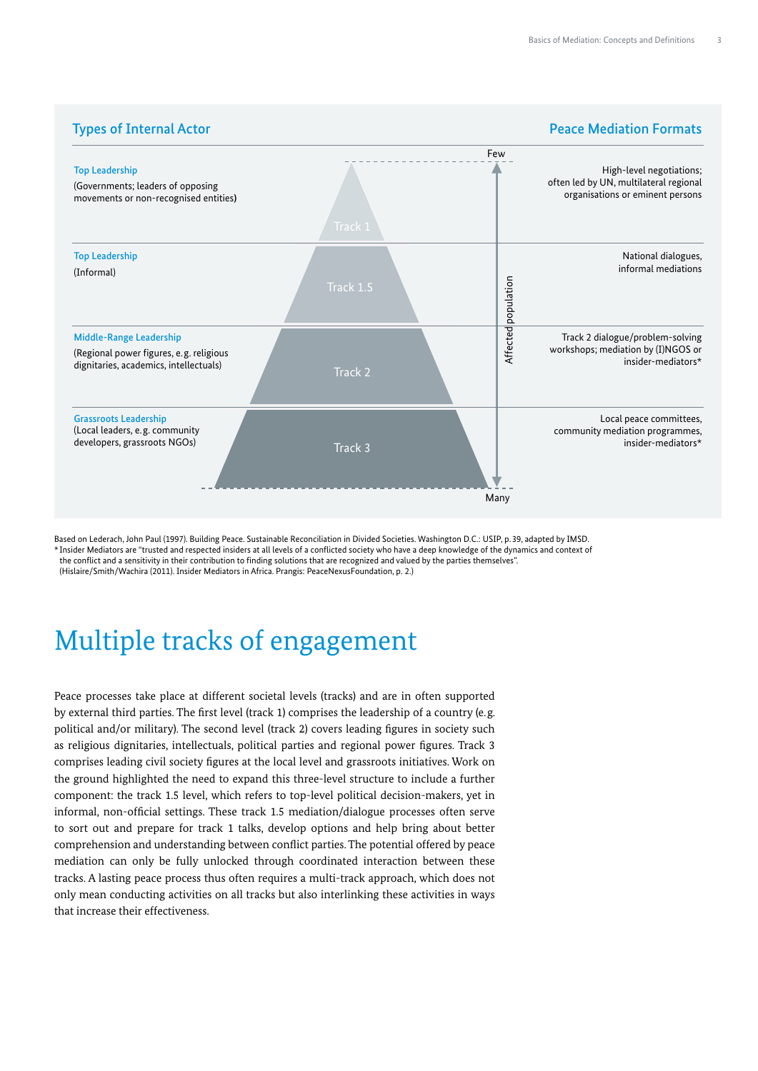| Types of Internal Actor | Track | Peace Mediation Formats |
|---|---|---|
| **Top Leadership** (Governments; leaders of opposing movements or non-recognised entities) | Track 1 | High-level negotiations; often led by UN, multilateral regional organisations or eminent persons |
| **Top Leadership** (Informal) | Track 1.5 | National dialogues, informal mediations |
| **Middle-Range Leadership** (Regional power figures, e.g. religious dignitaries, academics, intellectuals) | Track 2 | Track 2 dialogue/problem-solving workshops; mediation by (I)NGOS or insider-mediators* |
| **Grassroots Leadership** (Local leaders, e.g. community developers, grassroots NGOs) | Track 3 | Local peace committees, community mediation programmes, insider-mediators* |

Affected population: Few (Track 1) → Many (Track 3)

Based on Lederach, John Paul (1997). Building Peace. Sustainable Reconciliation in Divided Societies. Washington D.C.: USIP, p. 39, adapted by IMSD.
* Insider Mediators are "trusted and respected insiders at all levels of a conflicted society who have a deep knowledge of the dynamics and context of the conflict and a sensitivity in their contribution to finding solutions that are recognized and valued by the parties themselves". (Hislaire/Smith/Wachira (2011). Insider Mediators in Africa. Prangis: PeaceNexusFoundation, p. 2.)

# Multiple tracks of engagement

Peace processes take place at different societal levels (tracks) and are in often supported by external third parties. The first level (track 1) comprises the leadership of a country (e.g. political and/or military). The second level (track 2) covers leading figures in society such as religious dignitaries, intellectuals, political parties and regional power figures. Track 3 comprises leading civil society figures at the local level and grassroots initiatives. Work on the ground highlighted the need to expand this three-level structure to include a further component: the track 1.5 level, which refers to top-level political decision-makers, yet in informal, non-official settings. These track 1.5 mediation/dialogue processes often serve to sort out and prepare for track 1 talks, develop options and help bring about better comprehension and understanding between conflict parties. The potential offered by peace mediation can only be fully unlocked through coordinated interaction between these tracks. A lasting peace process thus often requires a multi-track approach, which does not only mean conducting activities on all tracks but also interlinking these activities in ways that increase their effectiveness.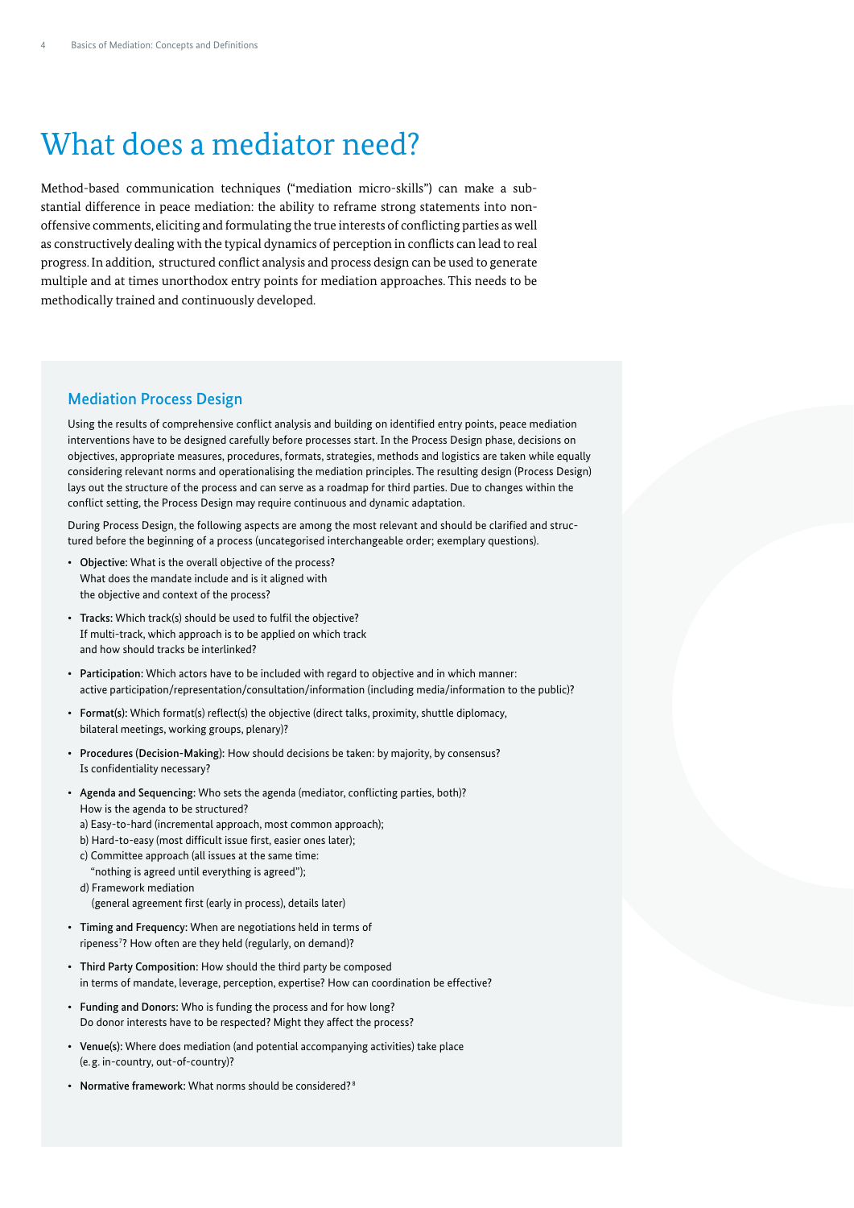# What does a mediator need?

Method-based communication techniques ("mediation micro-skills") can make a substantial difference in peace mediation: the ability to reframe strong statements into non-offensive comments, eliciting and formulating the true interests of conflicting parties as well as constructively dealing with the typical dynamics of perception in conflicts can lead to real progress. In addition, structured conflict analysis and process design can be used to generate multiple and at times unorthodox entry points for mediation approaches. This needs to be methodically trained and continuously developed.

## Mediation Process Design

Using the results of comprehensive conflict analysis and building on identified entry points, peace mediation interventions have to be designed carefully before processes start. In the Process Design phase, decisions on objectives, appropriate measures, procedures, formats, strategies, methods and logistics are taken while equally considering relevant norms and operationalising the mediation principles. The resulting design (Process Design) lays out the structure of the process and can serve as a roadmap for third parties. Due to changes within the conflict setting, the Process Design may require continuous and dynamic adaptation.

During Process Design, the following aspects are among the most relevant and should be clarified and structured before the beginning of a process (uncategorised interchangeable order; exemplary questions).

- **Objective:** What is the overall objective of the process? What does the mandate include and is it aligned with the objective and context of the process?
- **Tracks:** Which track(s) should be used to fulfil the objective? If multi-track, which approach is to be applied on which track and how should tracks be interlinked?
- **Participation:** Which actors have to be included with regard to objective and in which manner: active participation/representation/consultation/information (including media/information to the public)?
- **Format(s):** Which format(s) reflect(s) the objective (direct talks, proximity, shuttle diplomacy, bilateral meetings, working groups, plenary)?
- **Procedures (Decision-Making):** How should decisions be taken: by majority, by consensus? Is confidentiality necessary?
- **Agenda and Sequencing:** Who sets the agenda (mediator, conflicting parties, both)? How is the agenda to be structured?
  a) Easy-to-hard (incremental approach, most common approach);
  b) Hard-to-easy (most difficult issue first, easier ones later);
  c) Committee approach (all issues at the same time: "nothing is agreed until everything is agreed");
  d) Framework mediation (general agreement first (early in process), details later)
- **Timing and Frequency:** When are negotiations held in terms of ripeness[7]? How often are they held (regularly, on demand)?
- **Third Party Composition:** How should the third party be composed in terms of mandate, leverage, perception, expertise? How can coordination be effective?
- **Funding and Donors:** Who is funding the process and for how long? Do donor interests have to be respected? Might they affect the process?
- **Venue(s):** Where does mediation (and potential accompanying activities) take place (e.g. in-country, out-of-country)?
- **Normative framework:** What norms should be considered?[8]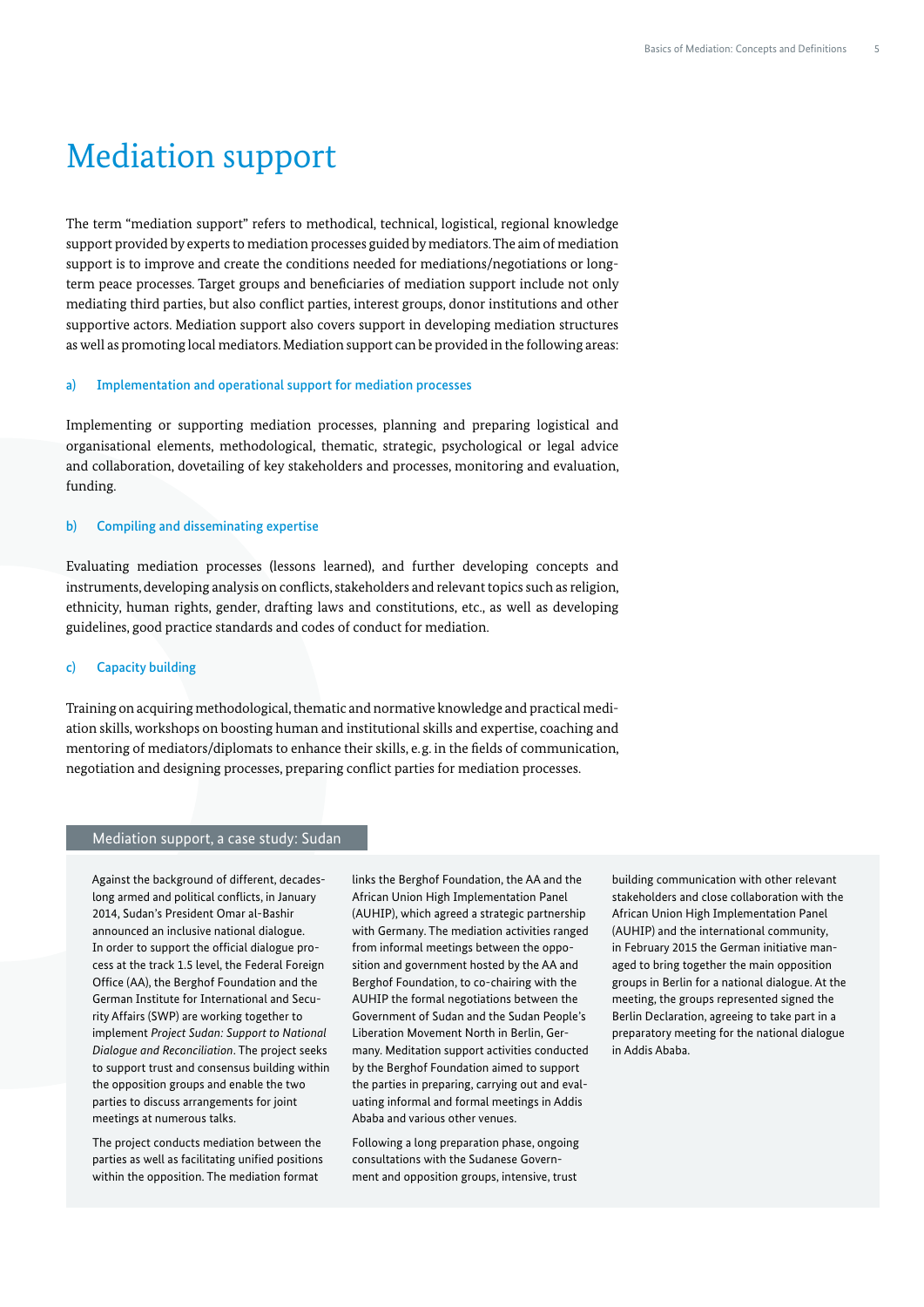# Mediation support

The term "mediation support" refers to methodical, technical, logistical, regional knowledge support provided by experts to mediation processes guided by mediators. The aim of mediation support is to improve and create the conditions needed for mediations/negotiations or long-term peace processes. Target groups and beneficiaries of mediation support include not only mediating third parties, but also conflict parties, interest groups, donor institutions and other supportive actors. Mediation support also covers support in developing mediation structures as well as promoting local mediators. Mediation support can be provided in the following areas:

### a) Implementation and operational support for mediation processes

Implementing or supporting mediation processes, planning and preparing logistical and organisational elements, methodological, thematic, strategic, psychological or legal advice and collaboration, dovetailing of key stakeholders and processes, monitoring and evaluation, funding.

### b) Compiling and disseminating expertise

Evaluating mediation processes (lessons learned), and further developing concepts and instruments, developing analysis on conflicts, stakeholders and relevant topics such as religion, ethnicity, human rights, gender, drafting laws and constitutions, etc., as well as developing guidelines, good practice standards and codes of conduct for mediation.

### c) Capacity building

Training on acquiring methodological, thematic and normative knowledge and practical mediation skills, workshops on boosting human and institutional skills and expertise, coaching and mentoring of mediators/diplomats to enhance their skills, e.g. in the fields of communication, negotiation and designing processes, preparing conflict parties for mediation processes.

## Mediation support, a case study: Sudan

Against the background of different, decades-long armed and political conflicts, in January 2014, Sudan's President Omar al-Bashir announced an inclusive national dialogue. In order to support the official dialogue process at the track 1.5 level, the Federal Foreign Office (AA), the Berghof Foundation and the German Institute for International and Security Affairs (SWP) are working together to implement *Project Sudan: Support to National Dialogue and Reconciliation*. The project seeks to support trust and consensus building within the opposition groups and enable the two parties to discuss arrangements for joint meetings at numerous talks.

The project conducts mediation between the parties as well as facilitating unified positions within the opposition. The mediation format links the Berghof Foundation, the AA and the African Union High Implementation Panel (AUHIP), which agreed a strategic partnership with Germany. The mediation activities ranged from informal meetings between the opposition and government hosted by the AA and Berghof Foundation, to co-chairing with the AUHIP the formal negotiations between the Government of Sudan and the Sudan People's Liberation Movement North in Berlin, Germany. Meditation support activities conducted by the Berghof Foundation aimed to support the parties in preparing, carrying out and evaluating informal and formal meetings in Addis Ababa and various other venues.

Following a long preparation phase, ongoing consultations with the Sudanese Government and opposition groups, intensive, trust building communication with other relevant stakeholders and close collaboration with the African Union High Implementation Panel (AUHIP) and the international community, in February 2015 the German initiative managed to bring together the main opposition groups in Berlin for a national dialogue. At the meeting, the groups represented signed the Berlin Declaration, agreeing to take part in a preparatory meeting for the national dialogue in Addis Ababa.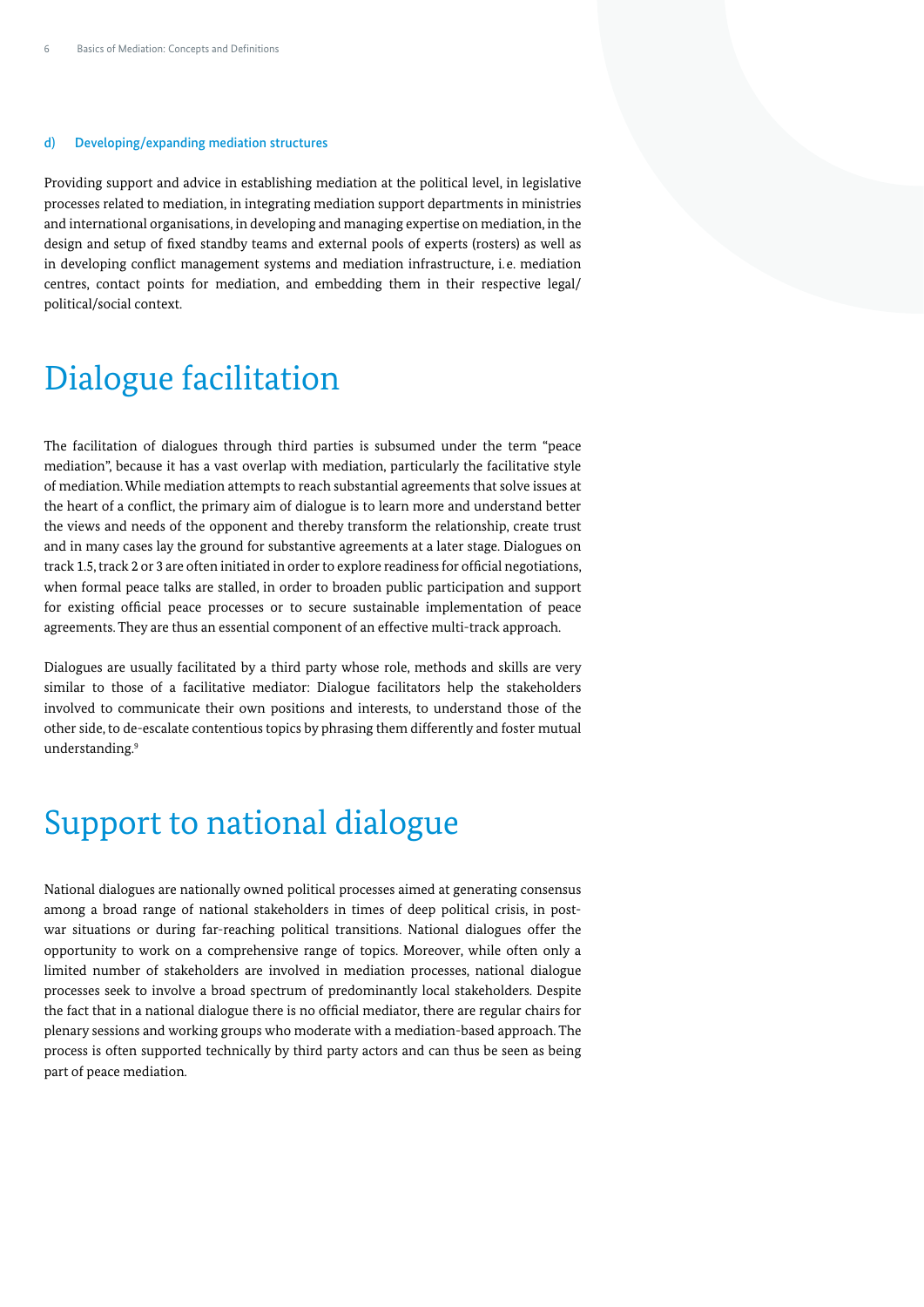#### d) Developing/expanding mediation structures

Providing support and advice in establishing mediation at the political level, in legislative processes related to mediation, in integrating mediation support departments in ministries and international organisations, in developing and managing expertise on mediation, in the design and setup of fixed standby teams and external pools of experts (rosters) as well as in developing conflict management systems and mediation infrastructure, i. e. mediation centres, contact points for mediation, and embedding them in their respective legal/political/social context.

## Dialogue facilitation

The facilitation of dialogues through third parties is subsumed under the term "peace mediation", because it has a vast overlap with mediation, particularly the facilitative style of mediation. While mediation attempts to reach substantial agreements that solve issues at the heart of a conflict, the primary aim of dialogue is to learn more and understand better the views and needs of the opponent and thereby transform the relationship, create trust and in many cases lay the ground for substantive agreements at a later stage. Dialogues on track 1.5, track 2 or 3 are often initiated in order to explore readiness for official negotiations, when formal peace talks are stalled, in order to broaden public participation and support for existing official peace processes or to secure sustainable implementation of peace agreements. They are thus an essential component of an effective multi-track approach.

Dialogues are usually facilitated by a third party whose role, methods and skills are very similar to those of a facilitative mediator: Dialogue facilitators help the stakeholders involved to communicate their own positions and interests, to understand those of the other side, to de-escalate contentious topics by phrasing them differently and foster mutual understanding.[9]

## Support to national dialogue

National dialogues are nationally owned political processes aimed at generating consensus among a broad range of national stakeholders in times of deep political crisis, in post-war situations or during far-reaching political transitions. National dialogues offer the opportunity to work on a comprehensive range of topics. Moreover, while often only a limited number of stakeholders are involved in mediation processes, national dialogue processes seek to involve a broad spectrum of predominantly local stakeholders. Despite the fact that in a national dialogue there is no official mediator, there are regular chairs for plenary sessions and working groups who moderate with a mediation-based approach. The process is often supported technically by third party actors and can thus be seen as being part of peace mediation.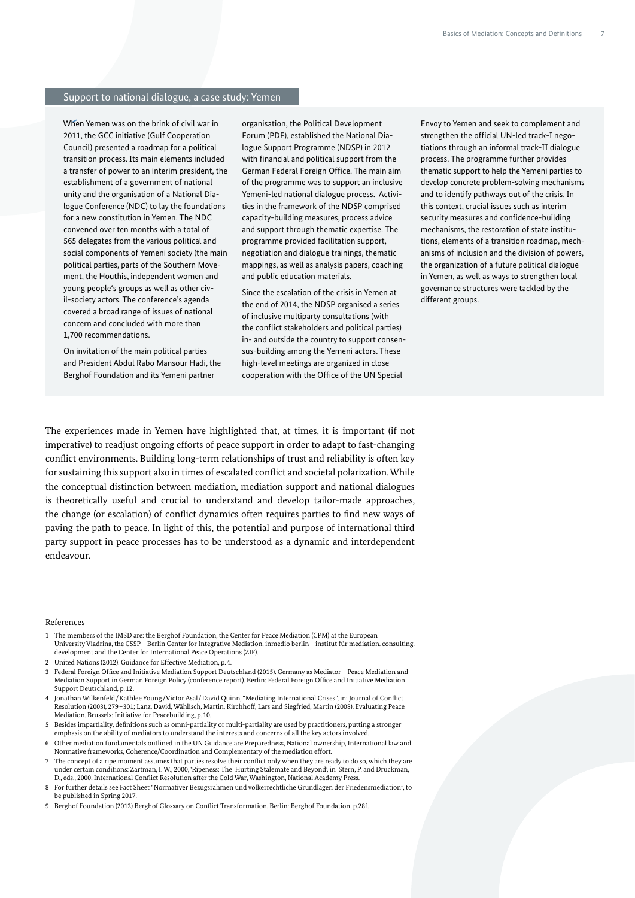## Support to national dialogue, a case study: Yemen

When Yemen was on the brink of civil war in 2011, the GCC initiative (Gulf Cooperation Council) presented a roadmap for a political transition process. Its main elements included a transfer of power to an interim president, the establishment of a government of national unity and the organisation of a National Dialogue Conference (NDC) to lay the foundations for a new constitution in Yemen. The NDC convened over ten months with a total of 565 delegates from the various political and social components of Yemeni society (the main political parties, parts of the Southern Movement, the Houthis, independent women and young people's groups as well as other civil-society actors. The conference's agenda covered a broad range of issues of national concern and concluded with more than 1,700 recommendations.

On invitation of the main political parties and President Abdul Rabo Mansour Hadi, the Berghof Foundation and its Yemeni partner organisation, the Political Development Forum (PDF), established the National Dialogue Support Programme (NDSP) in 2012 with financial and political support from the German Federal Foreign Office. The main aim of the programme was to support an inclusive Yemeni-led national dialogue process. Activities in the framework of the NDSP comprised capacity-building measures, process advice and support through thematic expertise. The programme provided facilitation support, negotiation and dialogue trainings, thematic mappings, as well as analysis papers, coaching and public education materials.

Since the escalation of the crisis in Yemen at the end of 2014, the NDSP organised a series of inclusive multiparty consultations (with the conflict stakeholders and political parties) in- and outside the country to support consensus-building among the Yemeni actors. These high-level meetings are organized in close cooperation with the Office of the UN Special Envoy to Yemen and seek to complement and strengthen the official UN-led track-I negotiations through an informal track-II dialogue process. The programme further provides thematic support to help the Yemeni parties to develop concrete problem-solving mechanisms and to identify pathways out of the crisis. In this context, crucial issues such as interim security measures and confidence-building mechanisms, the restoration of state institutions, elements of a transition roadmap, mechanisms of inclusion and the division of powers, the organization of a future political dialogue in Yemen, as well as ways to strengthen local governance structures were tackled by the different groups.

The experiences made in Yemen have highlighted that, at times, it is important (if not imperative) to readjust ongoing efforts of peace support in order to adapt to fast-changing conflict environments. Building long-term relationships of trust and reliability is often key for sustaining this support also in times of escalated conflict and societal polarization. While the conceptual distinction between mediation, mediation support and national dialogues is theoretically useful and crucial to understand and develop tailor-made approaches, the change (or escalation) of conflict dynamics often requires parties to find new ways of paving the path to peace. In light of this, the potential and purpose of international third party support in peace processes has to be understood as a dynamic and interdependent endeavour.

### References

1 The members of the IMSD are: the Berghof Foundation, the Center for Peace Mediation (CPM) at the European University Viadrina, the CSSP – Berlin Center for Integrative Mediation, inmedio berlin – institut für mediation. consulting. development and the Center for International Peace Operations (ZIF).

2 United Nations (2012). Guidance for Effective Mediation, p. 4.

3 Federal Foreign Office and Initiative Mediation Support Deutschland (2015). Germany as Mediator – Peace Mediation and Mediation Support in German Foreign Policy (conference report). Berlin: Federal Foreign Office and Initiative Mediation Support Deutschland, p. 12.

4 Jonathan Wilkenfeld / Kathlee Young / Victor Asal / David Quinn, "Mediating International Crises", in: Journal of Conflict Resolution (2003), 279–301; Lanz, David, Wählisch, Martin, Kirchhoff, Lars and Siegfried, Martin (2008). Evaluating Peace Mediation. Brussels: Initiative for Peacebuilding, p. 10.

5 Besides impartiality, definitions such as omni-partiality or multi-partiality are used by practitioners, putting a stronger emphasis on the ability of mediators to understand the interests and concerns of all the key actors involved.

6 Other mediation fundamentals outlined in the UN Guidance are Preparedness, National ownership, International law and Normative frameworks, Coherence/Coordination and Complementary of the mediation effort.

7 The concept of a ripe moment assumes that parties resolve their conflict only when they are ready to do so, which they are under certain conditions: Zartman, I. W., 2000, 'Ripeness: The Hurting Stalemate and Beyond', in Stern, P. and Druckman, D., eds., 2000, International Conflict Resolution after the Cold War, Washington, National Academy Press.

8 For further details see Fact Sheet "Normativer Bezugsrahmen und völkerrechtliche Grundlagen der Friedensmediation", to be published in Spring 2017.

9 Berghof Foundation (2012) Berghof Glossary on Conflict Transformation. Berlin: Berghof Foundation, p. 28f.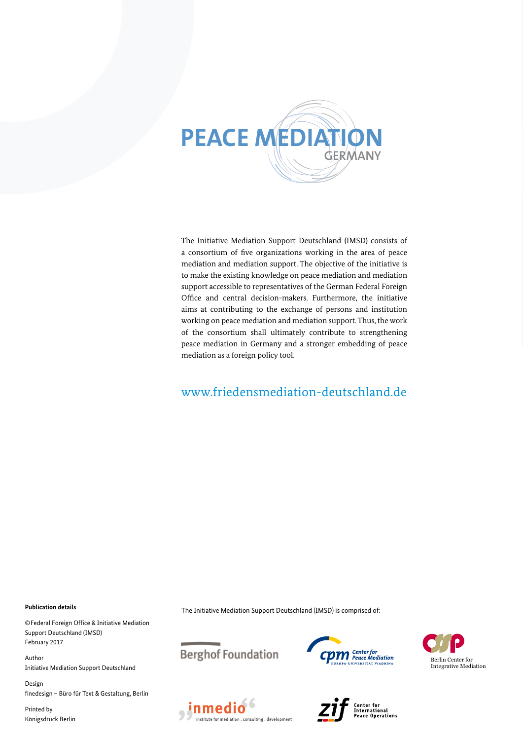PEACE MEDIATION GERMANY

The Initiative Mediation Support Deutschland (IMSD) consists of a consortium of five organizations working in the area of peace mediation and mediation support. The objective of the initiative is to make the existing knowledge on peace mediation and mediation support accessible to representatives of the German Federal Foreign Office and central decision-makers. Furthermore, the initiative aims at contributing to the exchange of persons and institution working on peace mediation and mediation support. Thus, the work of the consortium shall ultimately contribute to strengthening peace mediation in Germany and a stronger embedding of peace mediation as a foreign policy tool.

www.friedensmediation-deutschland.de

**Publication details**

©Federal Foreign Office & Initiative Mediation Support Deutschland (IMSD)
February 2017

Author
Initiative Mediation Support Deutschland

Design
finedesign – Büro für Text & Gestaltung, Berlin

Printed by
Königsdruck Berlin

The Initiative Mediation Support Deutschland (IMSD) is comprised of:

Berghof Foundation

cpm Center for Peace Mediation – Europa-Universität Viadrina

Berlin Center for Integrative Mediation

inmedio – institute for mediation . consulting . development

zif – Center for International Peace Operations